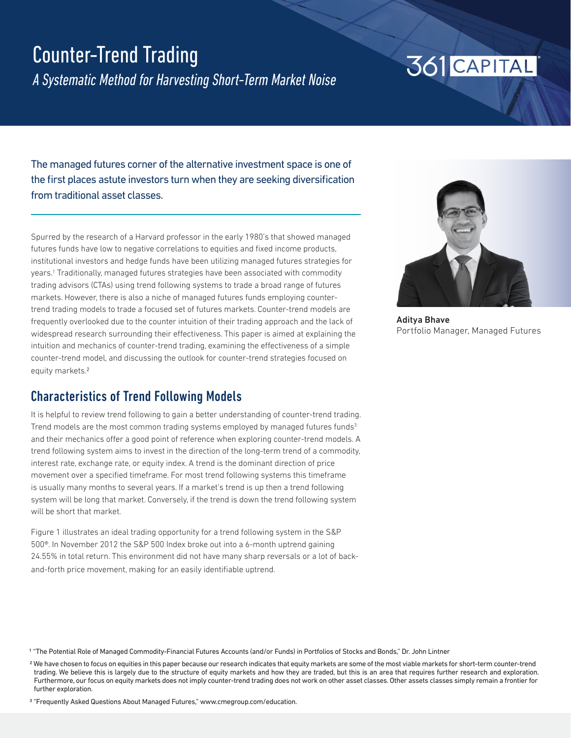# Counter-Trend Trading

*A Systematic Method for Harvesting Short-Term Market Noise*

361 CAPITAL

The managed futures corner of the alternative investment space is one of the first places astute investors turn when they are seeking diversification from traditional asset classes.

**Aditya Bhave**
Portfolio Manager, Managed Futures

Spurred by the research of a Harvard professor in the early 1980's that showed managed futures funds have low to negative correlations to equities and fixed income products, institutional investors and hedge funds have been utilizing managed futures strategies for years.[1] Traditionally, managed futures strategies have been associated with commodity trading advisors (CTAs) using trend following systems to trade a broad range of futures markets. However, there is also a niche of managed futures funds employing counter-trend trading models to trade a focused set of futures markets. Counter-trend models are frequently overlooked due to the counter intuition of their trading approach and the lack of widespread research surrounding their effectiveness. This paper is aimed at explaining the intuition and mechanics of counter-trend trading, examining the effectiveness of a simple counter-trend model, and discussing the outlook for counter-trend strategies focused on equity markets.[2]

## Characteristics of Trend Following Models

It is helpful to review trend following to gain a better understanding of counter-trend trading. Trend models are the most common trading systems employed by managed futures funds[3] and their mechanics offer a good point of reference when exploring counter-trend models. A trend following system aims to invest in the direction of the long-term trend of a commodity, interest rate, exchange rate, or equity index. A trend is the dominant direction of price movement over a specified timeframe. For most trend following systems this timeframe is usually many months to several years. If a market's trend is up then a trend following system will be long that market. Conversely, if the trend is down the trend following system will be short that market.

Figure 1 illustrates an ideal trading opportunity for a trend following system in the S&P 500®. In November 2012 the S&P 500 Index broke out into a 6-month uptrend gaining 24.55% in total return. This environment did not have many sharp reversals or a lot of back-and-forth price movement, making for an easily identifiable uptrend.

[1] "The Potential Role of Managed Commodity-Financial Futures Accounts (and/or Funds) in Portfolios of Stocks and Bonds," Dr. John Lintner

[2] We have chosen to focus on equities in this paper because our research indicates that equity markets are some of the most viable markets for short-term counter-trend trading. We believe this is largely due to the structure of equity markets and how they are traded, but this is an area that requires further research and exploration. Furthermore, our focus on equity markets does not imply counter-trend trading does not work on other asset classes. Other assets classes simply remain a frontier for further exploration.

[3] "Frequently Asked Questions About Managed Futures," www.cmegroup.com/education.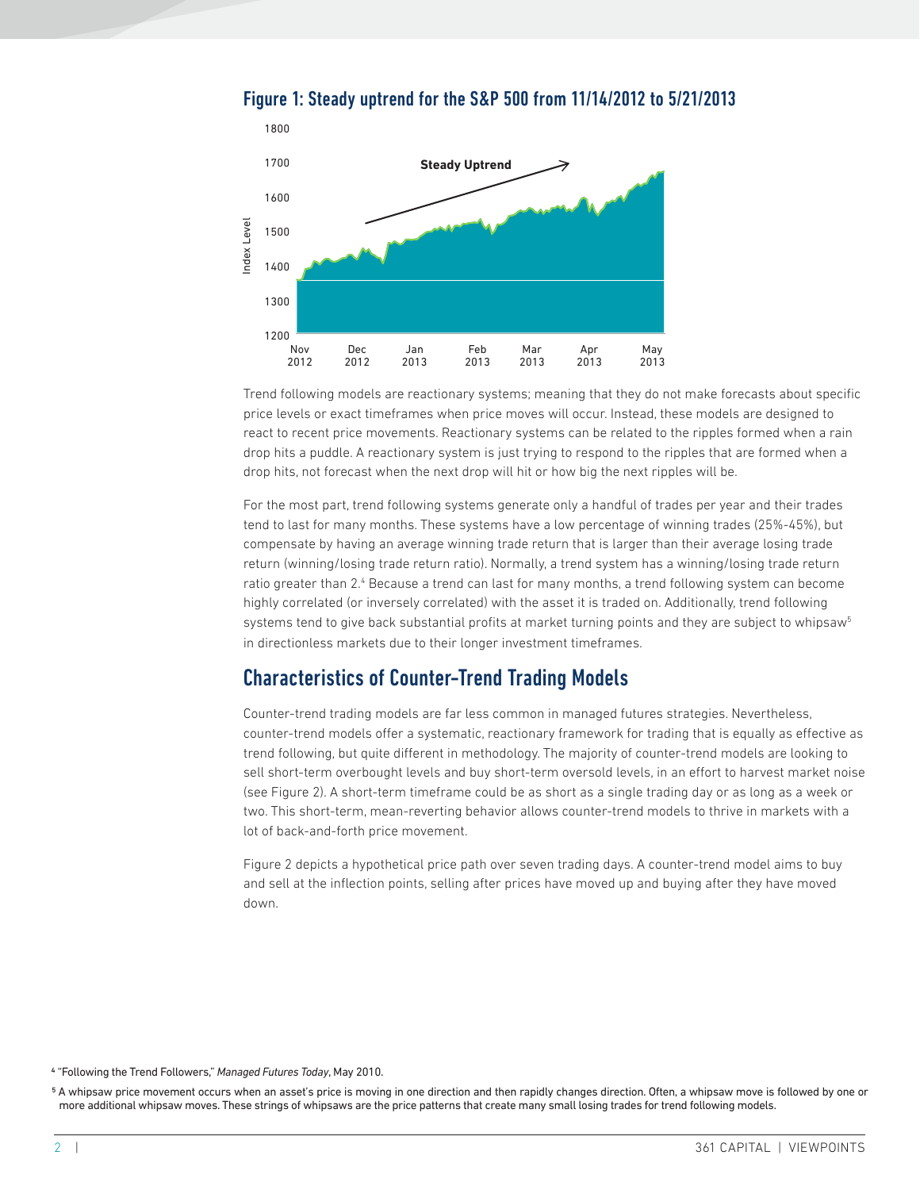**Figure 1: Steady uptrend for the S&P 500 from 11/14/2012 to 5/21/2013**

Trend following models are reactionary systems; meaning that they do not make forecasts about specific price levels or exact timeframes when price moves will occur. Instead, these models are designed to react to recent price movements. Reactionary systems can be related to the ripples formed when a rain drop hits a puddle. A reactionary system is just trying to respond to the ripples that are formed when a drop hits, not forecast when the next drop will hit or how big the next ripples will be.

For the most part, trend following systems generate only a handful of trades per year and their trades tend to last for many months. These systems have a low percentage of winning trades (25%-45%), but compensate by having an average winning trade return that is larger than their average losing trade return (winning/losing trade return ratio). Normally, a trend system has a winning/losing trade return ratio greater than 2.[4] Because a trend can last for many months, a trend following system can become highly correlated (or inversely correlated) with the asset it is traded on. Additionally, trend following systems tend to give back substantial profits at market turning points and they are subject to whipsaw[5] in directionless markets due to their longer investment timeframes.

## Characteristics of Counter-Trend Trading Models

Counter-trend trading models are far less common in managed futures strategies. Nevertheless, counter-trend models offer a systematic, reactionary framework for trading that is equally as effective as trend following, but quite different in methodology. The majority of counter-trend models are looking to sell short-term overbought levels and buy short-term oversold levels, in an effort to harvest market noise (see Figure 2). A short-term timeframe could be as short as a single trading day or as long as a week or two. This short-term, mean-reverting behavior allows counter-trend models to thrive in markets with a lot of back-and-forth price movement.

Figure 2 depicts a hypothetical price path over seven trading days. A counter-trend model aims to buy and sell at the inflection points, selling after prices have moved up and buying after they have moved down.

[4] "Following the Trend Followers," *Managed Futures Today*, May 2010.

[5] A whipsaw price movement occurs when an asset's price is moving in one direction and then rapidly changes direction. Often, a whipsaw move is followed by one or more additional whipsaw moves. These strings of whipsaws are the price patterns that create many small losing trades for trend following models.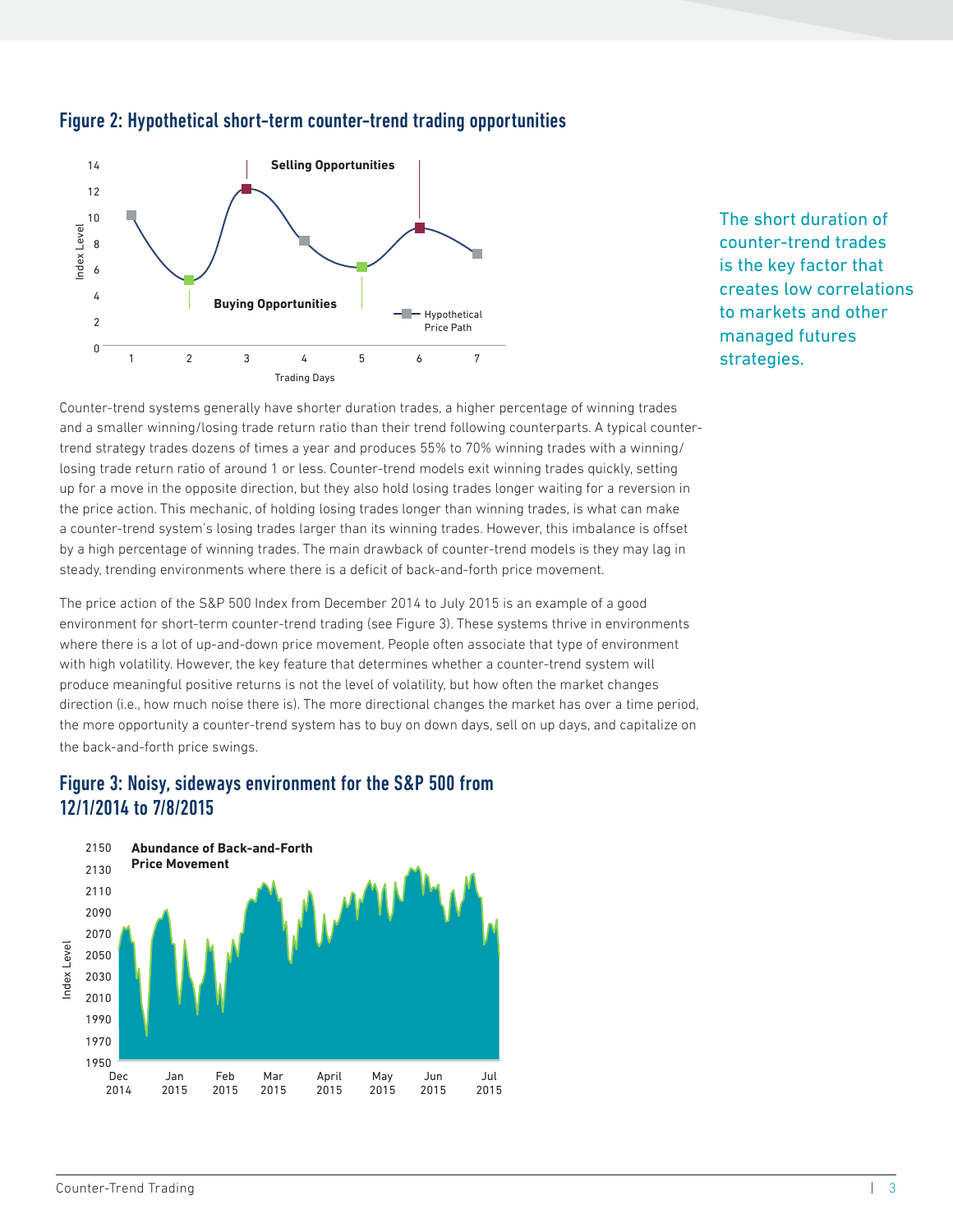## Figure 2: Hypothetical short-term counter-trend trading opportunities

> The short duration of counter-trend trades is the key factor that creates low correlations to markets and other managed futures strategies.

Counter-trend systems generally have shorter duration trades, a higher percentage of winning trades and a smaller winning/losing trade return ratio than their trend following counterparts. A typical counter-trend strategy trades dozens of times a year and produces 55% to 70% winning trades with a winning/losing trade return ratio of around 1 or less. Counter-trend models exit winning trades quickly, setting up for a move in the opposite direction, but they also hold losing trades longer waiting for a reversion in the price action. This mechanic, of holding losing trades longer than winning trades, is what can make a counter-trend system's losing trades larger than its winning trades. However, this imbalance is offset by a high percentage of winning trades. The main drawback of counter-trend models is they may lag in steady, trending environments where there is a deficit of back-and-forth price movement.

The price action of the S&P 500 Index from December 2014 to July 2015 is an example of a good environment for short-term counter-trend trading (see Figure 3). These systems thrive in environments where there is a lot of up-and-down price movement. People often associate that type of environment with high volatility. However, the key feature that determines whether a counter-trend system will produce meaningful positive returns is not the level of volatility, but how often the market changes direction (i.e., how much noise there is). The more directional changes the market has over a time period, the more opportunity a counter-trend system has to buy on down days, sell on up days, and capitalize on the back-and-forth price swings.

## Figure 3: Noisy, sideways environment for the S&P 500 from 12/1/2014 to 7/8/2015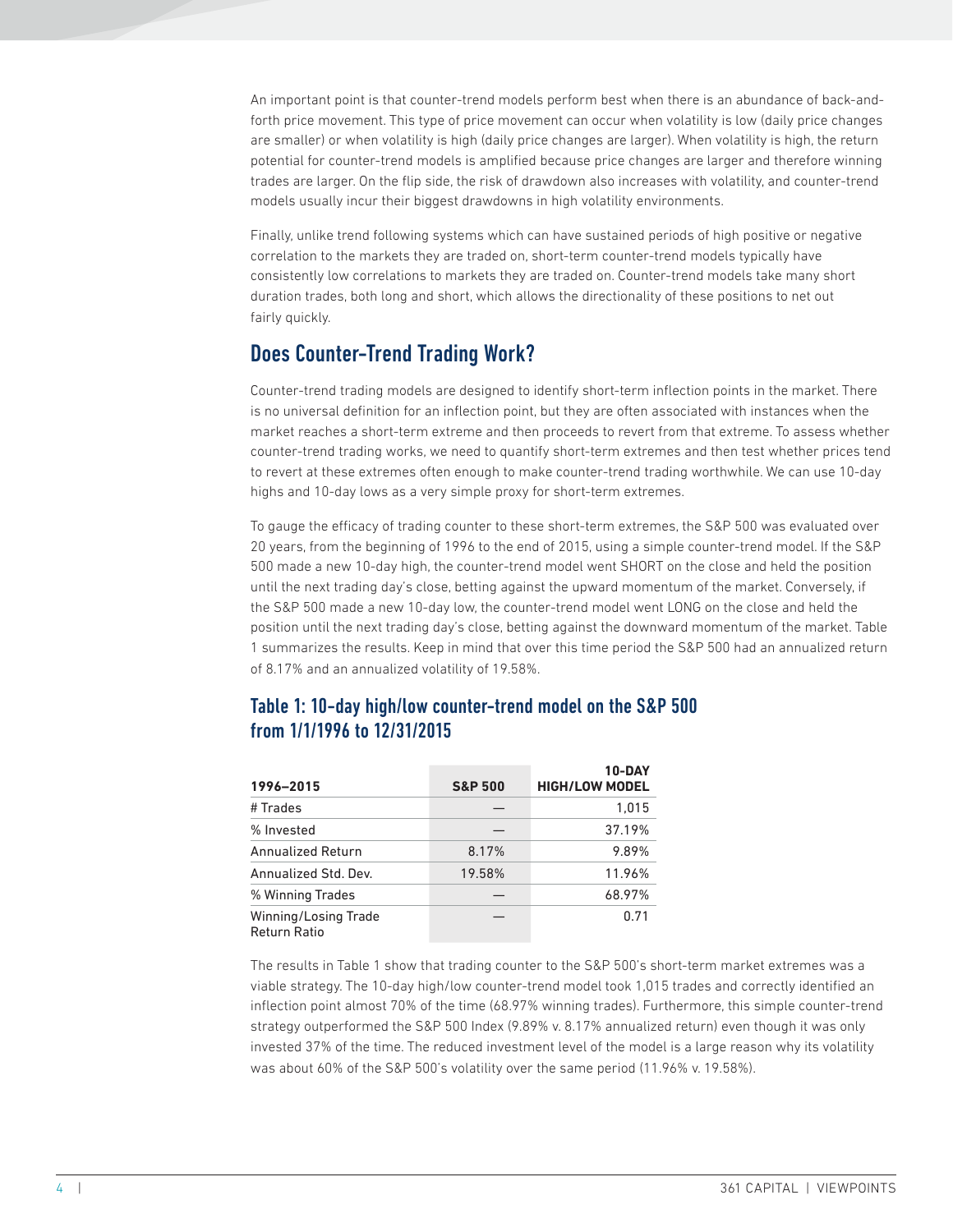An important point is that counter-trend models perform best when there is an abundance of back-and-forth price movement. This type of price movement can occur when volatility is low (daily price changes are smaller) or when volatility is high (daily price changes are larger). When volatility is high, the return potential for counter-trend models is amplified because price changes are larger and therefore winning trades are larger. On the flip side, the risk of drawdown also increases with volatility, and counter-trend models usually incur their biggest drawdowns in high volatility environments.

Finally, unlike trend following systems which can have sustained periods of high positive or negative correlation to the markets they are traded on, short-term counter-trend models typically have consistently low correlations to markets they are traded on. Counter-trend models take many short duration trades, both long and short, which allows the directionality of these positions to net out fairly quickly.

## Does Counter-Trend Trading Work?

Counter-trend trading models are designed to identify short-term inflection points in the market. There is no universal definition for an inflection point, but they are often associated with instances when the market reaches a short-term extreme and then proceeds to revert from that extreme. To assess whether counter-trend trading works, we need to quantify short-term extremes and then test whether prices tend to revert at these extremes often enough to make counter-trend trading worthwhile. We can use 10-day highs and 10-day lows as a very simple proxy for short-term extremes.

To gauge the efficacy of trading counter to these short-term extremes, the S&P 500 was evaluated over 20 years, from the beginning of 1996 to the end of 2015, using a simple counter-trend model. If the S&P 500 made a new 10-day high, the counter-trend model went SHORT on the close and held the position until the next trading day's close, betting against the upward momentum of the market. Conversely, if the S&P 500 made a new 10-day low, the counter-trend model went LONG on the close and held the position until the next trading day's close, betting against the downward momentum of the market. Table 1 summarizes the results. Keep in mind that over this time period the S&P 500 had an annualized return of 8.17% and an annualized volatility of 19.58%.

### Table 1: 10-day high/low counter-trend model on the S&P 500 from 1/1/1996 to 12/31/2015

| 1996–2015 | S&P 500 | 10-DAY HIGH/LOW MODEL |
|---|---|---|
| # Trades | — | 1,015 |
| % Invested | — | 37.19% |
| Annualized Return | 8.17% | 9.89% |
| Annualized Std. Dev. | 19.58% | 11.96% |
| % Winning Trades | — | 68.97% |
| Winning/Losing Trade Return Ratio | — | 0.71 |

The results in Table 1 show that trading counter to the S&P 500's short-term market extremes was a viable strategy. The 10-day high/low counter-trend model took 1,015 trades and correctly identified an inflection point almost 70% of the time (68.97% winning trades). Furthermore, this simple counter-trend strategy outperformed the S&P 500 Index (9.89% v. 8.17% annualized return) even though it was only invested 37% of the time. The reduced investment level of the model is a large reason why its volatility was about 60% of the S&P 500's volatility over the same period (11.96% v. 19.58%).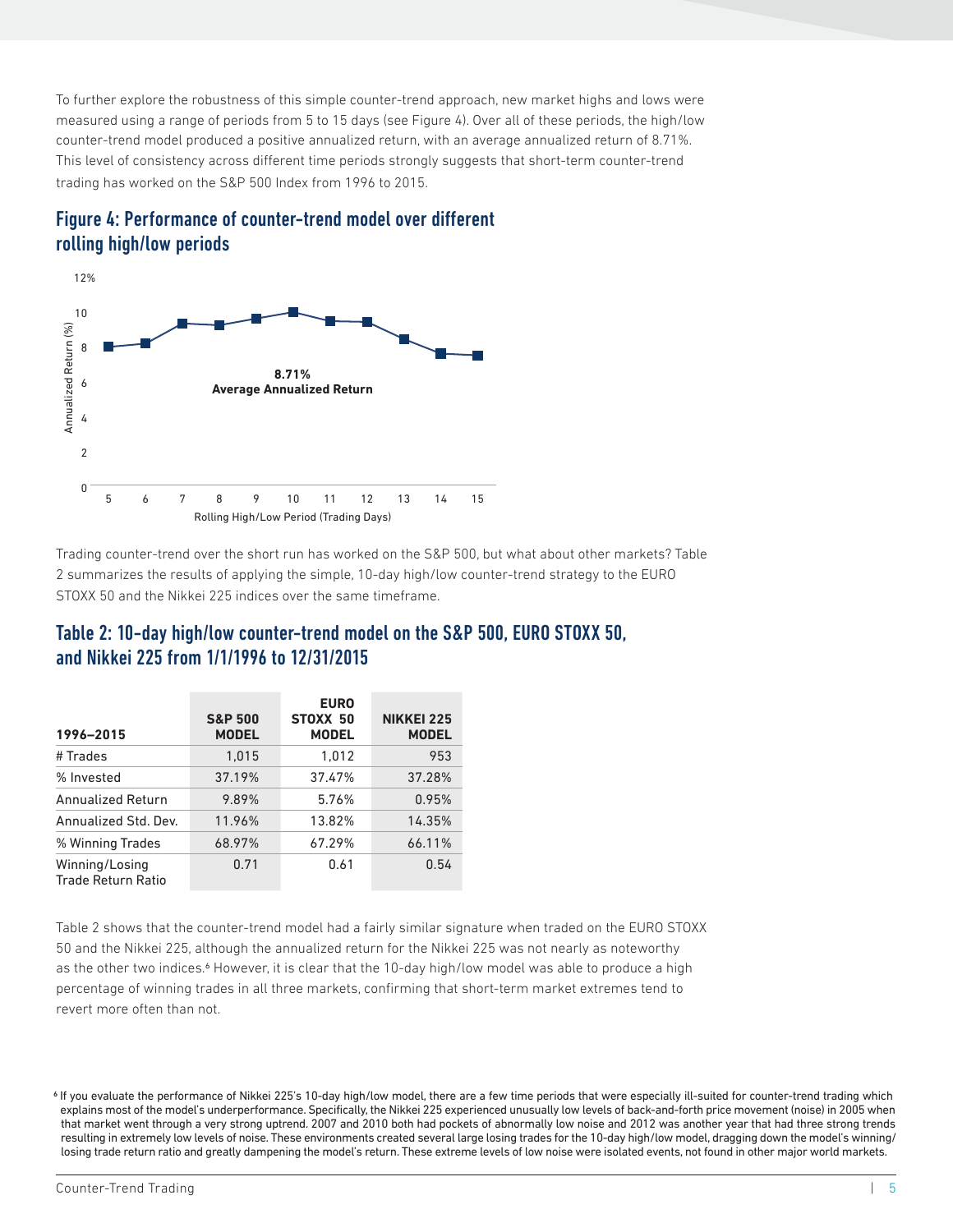To further explore the robustness of this simple counter-trend approach, new market highs and lows were measured using a range of periods from 5 to 15 days (see Figure 4). Over all of these periods, the high/low counter-trend model produced a positive annualized return, with an average annualized return of 8.71%. This level of consistency across different time periods strongly suggests that short-term counter-trend trading has worked on the S&P 500 Index from 1996 to 2015.

## Figure 4: Performance of counter-trend model over different rolling high/low periods

Trading counter-trend over the short run has worked on the S&P 500, but what about other markets? Table 2 summarizes the results of applying the simple, 10-day high/low counter-trend strategy to the EURO STOXX 50 and the Nikkei 225 indices over the same timeframe.

## Table 2: 10-day high/low counter-trend model on the S&P 500, EURO STOXX 50, and Nikkei 225 from 1/1/1996 to 12/31/2015

| 1996–2015 | S&P 500 MODEL | EURO STOXX 50 MODEL | NIKKEI 225 MODEL |
|---|---|---|---|
| # Trades | 1,015 | 1,012 | 953 |
| % Invested | 37.19% | 37.47% | 37.28% |
| Annualized Return | 9.89% | 5.76% | 0.95% |
| Annualized Std. Dev. | 11.96% | 13.82% | 14.35% |
| % Winning Trades | 68.97% | 67.29% | 66.11% |
| Winning/Losing Trade Return Ratio | 0.71 | 0.61 | 0.54 |

Table 2 shows that the counter-trend model had a fairly similar signature when traded on the EURO STOXX 50 and the Nikkei 225, although the annualized return for the Nikkei 225 was not nearly as noteworthy as the other two indices.[6] However, it is clear that the 10-day high/low model was able to produce a high percentage of winning trades in all three markets, confirming that short-term market extremes tend to revert more often than not.

[6] If you evaluate the performance of Nikkei 225's 10-day high/low model, there are a few time periods that were especially ill-suited for counter-trend trading which explains most of the model's underperformance. Specifically, the Nikkei 225 experienced unusually low levels of back-and-forth price movement (noise) in 2005 when that market went through a very strong uptrend. 2007 and 2010 both had pockets of abnormally low noise and 2012 was another year that had three strong trends resulting in extremely low levels of noise. These environments created several large losing trades for the 10-day high/low model, dragging down the model's winning/losing trade return ratio and greatly dampening the model's return. These extreme levels of low noise were isolated events, not found in other major world markets.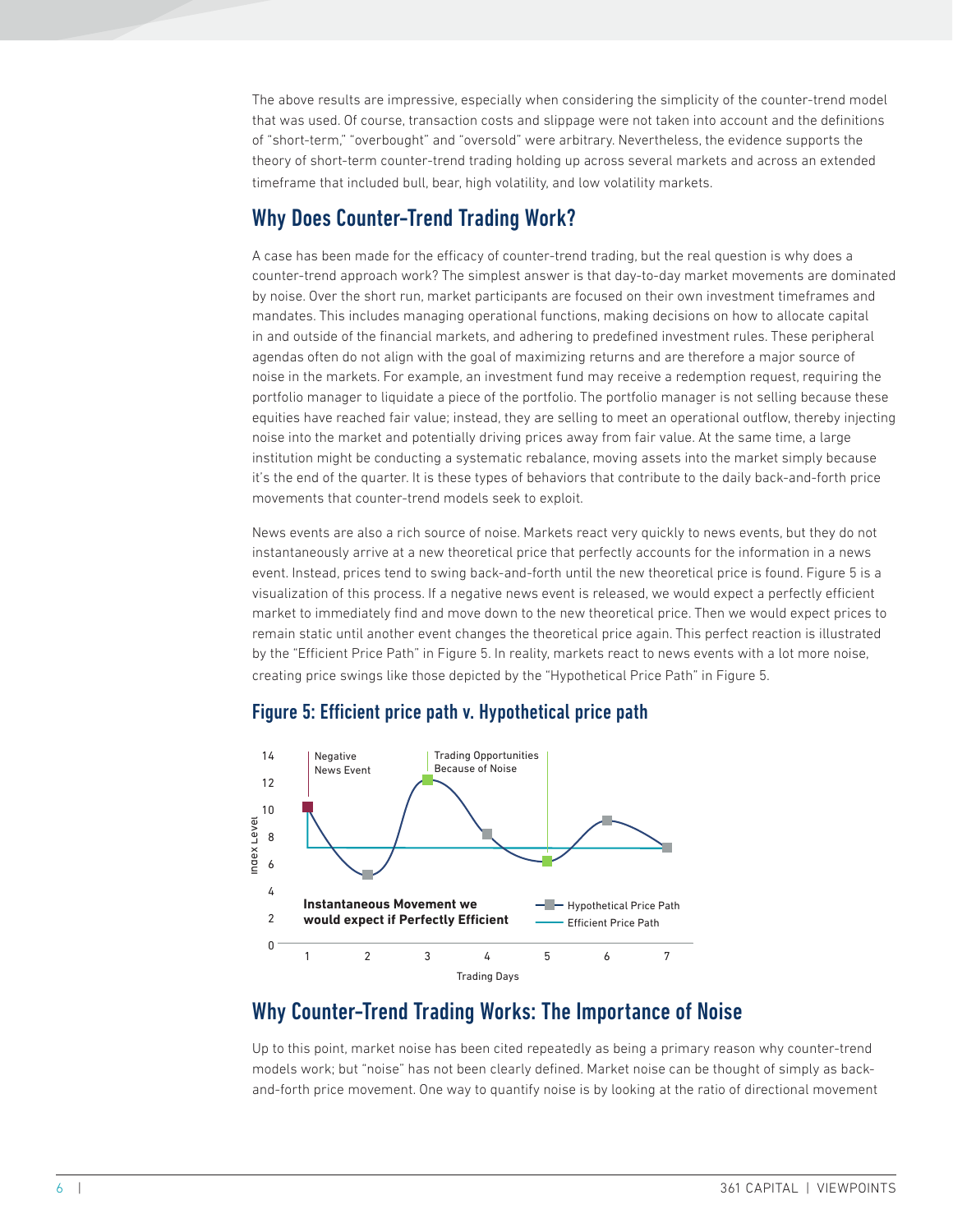The above results are impressive, especially when considering the simplicity of the counter-trend model that was used. Of course, transaction costs and slippage were not taken into account and the definitions of "short-term," "overbought" and "oversold" were arbitrary. Nevertheless, the evidence supports the theory of short-term counter-trend trading holding up across several markets and across an extended timeframe that included bull, bear, high volatility, and low volatility markets.

## Why Does Counter-Trend Trading Work?

A case has been made for the efficacy of counter-trend trading, but the real question is why does a counter-trend approach work? The simplest answer is that day-to-day market movements are dominated by noise. Over the short run, market participants are focused on their own investment timeframes and mandates. This includes managing operational functions, making decisions on how to allocate capital in and outside of the financial markets, and adhering to predefined investment rules. These peripheral agendas often do not align with the goal of maximizing returns and are therefore a major source of noise in the markets. For example, an investment fund may receive a redemption request, requiring the portfolio manager to liquidate a piece of the portfolio. The portfolio manager is not selling because these equities have reached fair value; instead, they are selling to meet an operational outflow, thereby injecting noise into the market and potentially driving prices away from fair value. At the same time, a large institution might be conducting a systematic rebalance, moving assets into the market simply because it's the end of the quarter. It is these types of behaviors that contribute to the daily back-and-forth price movements that counter-trend models seek to exploit.

News events are also a rich source of noise. Markets react very quickly to news events, but they do not instantaneously arrive at a new theoretical price that perfectly accounts for the information in a news event. Instead, prices tend to swing back-and-forth until the new theoretical price is found. Figure 5 is a visualization of this process. If a negative news event is released, we would expect a perfectly efficient market to immediately find and move down to the new theoretical price. Then we would expect prices to remain static until another event changes the theoretical price again. This perfect reaction is illustrated by the "Efficient Price Path" in Figure 5. In reality, markets react to news events with a lot more noise, creating price swings like those depicted by the "Hypothetical Price Path" in Figure 5.

### Figure 5: Efficient price path v. Hypothetical price path

## Why Counter-Trend Trading Works: The Importance of Noise

Up to this point, market noise has been cited repeatedly as being a primary reason why counter-trend models work; but "noise" has not been clearly defined. Market noise can be thought of simply as back-and-forth price movement. One way to quantify noise is by looking at the ratio of directional movement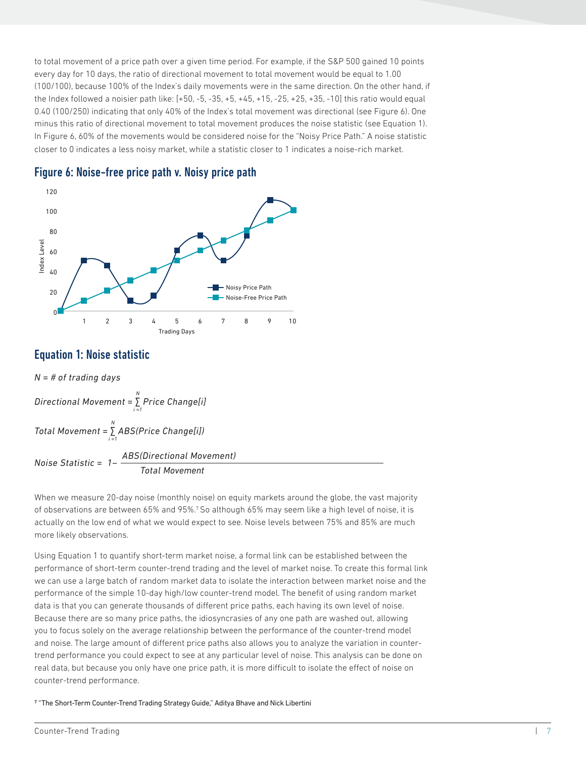to total movement of a price path over a given time period. For example, if the S&P 500 gained 10 points every day for 10 days, the ratio of directional movement to total movement would be equal to 1.00 (100/100), because 100% of the Index's daily movements were in the same direction. On the other hand, if the Index followed a noisier path like: [+50, -5, -35, +5, +45, +15, -25, +25, +35, -10] this ratio would equal 0.40 (100/250) indicating that only 40% of the Index's total movement was directional (see Figure 6). One minus this ratio of directional movement to total movement produces the noise statistic (see Equation 1). In Figure 6, 60% of the movements would be considered noise for the "Noisy Price Path." A noise statistic closer to 0 indicates a less noisy market, while a statistic closer to 1 indicates a noise-rich market.

## Figure 6: Noise-free price path v. Noisy price path

## Equation 1: Noise statistic

*N = # of trading days*

$$\text{Directional Movement} = \sum_{i=1}^{N} \text{Price Change}[i]$$

$$\text{Total Movement} = \sum_{i=1}^{N} \text{ABS}(\text{Price Change}[i])$$

$$\text{Noise Statistic} = 1 - \frac{\text{ABS}(\text{Directional Movement})}{\text{Total Movement}}$$

When we measure 20-day noise (monthly noise) on equity markets around the globe, the vast majority of observations are between 65% and 95%.[7] So although 65% may seem like a high level of noise, it is actually on the low end of what we would expect to see. Noise levels between 75% and 85% are much more likely observations.

Using Equation 1 to quantify short-term market noise, a formal link can be established between the performance of short-term counter-trend trading and the level of market noise. To create this formal link we can use a large batch of random market data to isolate the interaction between market noise and the performance of the simple 10-day high/low counter-trend model. The benefit of using random market data is that you can generate thousands of different price paths, each having its own level of noise. Because there are so many price paths, the idiosyncrasies of any one path are washed out, allowing you to focus solely on the average relationship between the performance of the counter-trend model and noise. The large amount of different price paths also allows you to analyze the variation in counter-trend performance you could expect to see at any particular level of noise. This analysis can be done on real data, but because you only have one price path, it is more difficult to isolate the effect of noise on counter-trend performance.

[7] "The Short-Term Counter-Trend Trading Strategy Guide," Aditya Bhave and Nick Libertini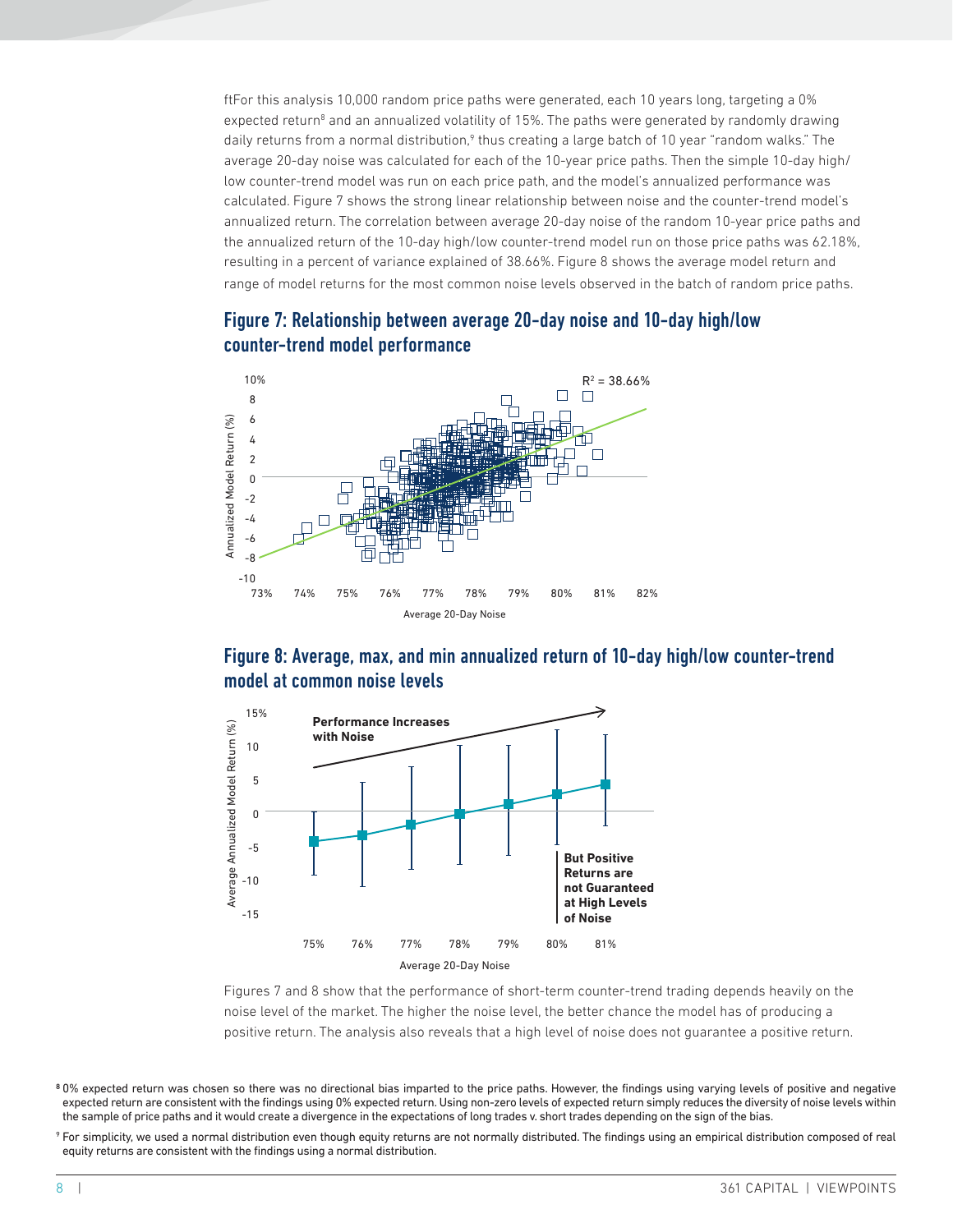ftFor this analysis 10,000 random price paths were generated, each 10 years long, targeting a 0% expected return[8] and an annualized volatility of 15%. The paths were generated by randomly drawing daily returns from a normal distribution,[9] thus creating a large batch of 10 year "random walks." The average 20-day noise was calculated for each of the 10-year price paths. Then the simple 10-day high/low counter-trend model was run on each price path, and the model's annualized performance was calculated. Figure 7 shows the strong linear relationship between noise and the counter-trend model's annualized return. The correlation between average 20-day noise of the random 10-year price paths and the annualized return of the 10-day high/low counter-trend model run on those price paths was 62.18%, resulting in a percent of variance explained of 38.66%. Figure 8 shows the average model return and range of model returns for the most common noise levels observed in the batch of random price paths.

## Figure 7: Relationship between average 20-day noise and 10-day high/low counter-trend model performance

## Figure 8: Average, max, and min annualized return of 10-day high/low counter-trend model at common noise levels

Figures 7 and 8 show that the performance of short-term counter-trend trading depends heavily on the noise level of the market. The higher the noise level, the better chance the model has of producing a positive return. The analysis also reveals that a high level of noise does not guarantee a positive return.

[8] 0% expected return was chosen so there was no directional bias imparted to the price paths. However, the findings using varying levels of positive and negative expected return are consistent with the findings using 0% expected return. Using non-zero levels of expected return simply reduces the diversity of noise levels within the sample of price paths and it would create a divergence in the expectations of long trades v. short trades depending on the sign of the bias.

[9] For simplicity, we used a normal distribution even though equity returns are not normally distributed. The findings using an empirical distribution composed of real equity returns are consistent with the findings using a normal distribution.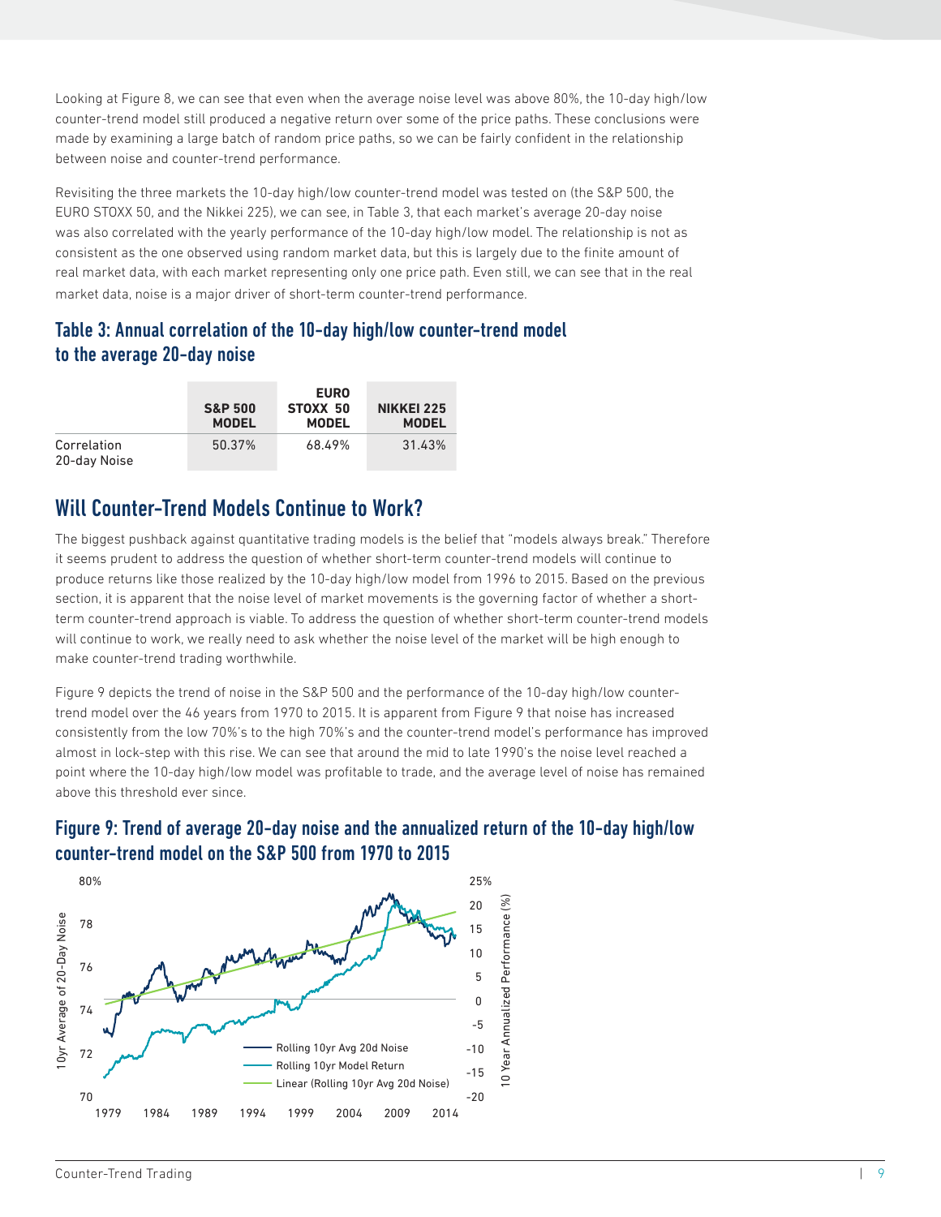Looking at Figure 8, we can see that even when the average noise level was above 80%, the 10-day high/low counter-trend model still produced a negative return over some of the price paths. These conclusions were made by examining a large batch of random price paths, so we can be fairly confident in the relationship between noise and counter-trend performance.

Revisiting the three markets the 10-day high/low counter-trend model was tested on (the S&P 500, the EURO STOXX 50, and the Nikkei 225), we can see, in Table 3, that each market's average 20-day noise was also correlated with the yearly performance of the 10-day high/low model. The relationship is not as consistent as the one observed using random market data, but this is largely due to the finite amount of real market data, with each market representing only one price path. Even still, we can see that in the real market data, noise is a major driver of short-term counter-trend performance.

### Table 3: Annual correlation of the 10-day high/low counter-trend model to the average 20-day noise

| | S&P 500 MODEL | EURO STOXX 50 MODEL | NIKKEI 225 MODEL |
|---|---|---|---|
| Correlation 20-day Noise | 50.37% | 68.49% | 31.43% |

## Will Counter-Trend Models Continue to Work?

The biggest pushback against quantitative trading models is the belief that "models always break." Therefore it seems prudent to address the question of whether short-term counter-trend models will continue to produce returns like those realized by the 10-day high/low model from 1996 to 2015. Based on the previous section, it is apparent that the noise level of market movements is the governing factor of whether a short-term counter-trend approach is viable. To address the question of whether short-term counter-trend models will continue to work, we really need to ask whether the noise level of the market will be high enough to make counter-trend trading worthwhile.

Figure 9 depicts the trend of noise in the S&P 500 and the performance of the 10-day high/low counter-trend model over the 46 years from 1970 to 2015. It is apparent from Figure 9 that noise has increased consistently from the low 70%'s to the high 70%'s and the counter-trend model's performance has improved almost in lock-step with this rise. We can see that around the mid to late 1990's the noise level reached a point where the 10-day high/low model was profitable to trade, and the average level of noise has remained above this threshold ever since.

### Figure 9: Trend of average 20-day noise and the annualized return of the 10-day high/low counter-trend model on the S&P 500 from 1970 to 2015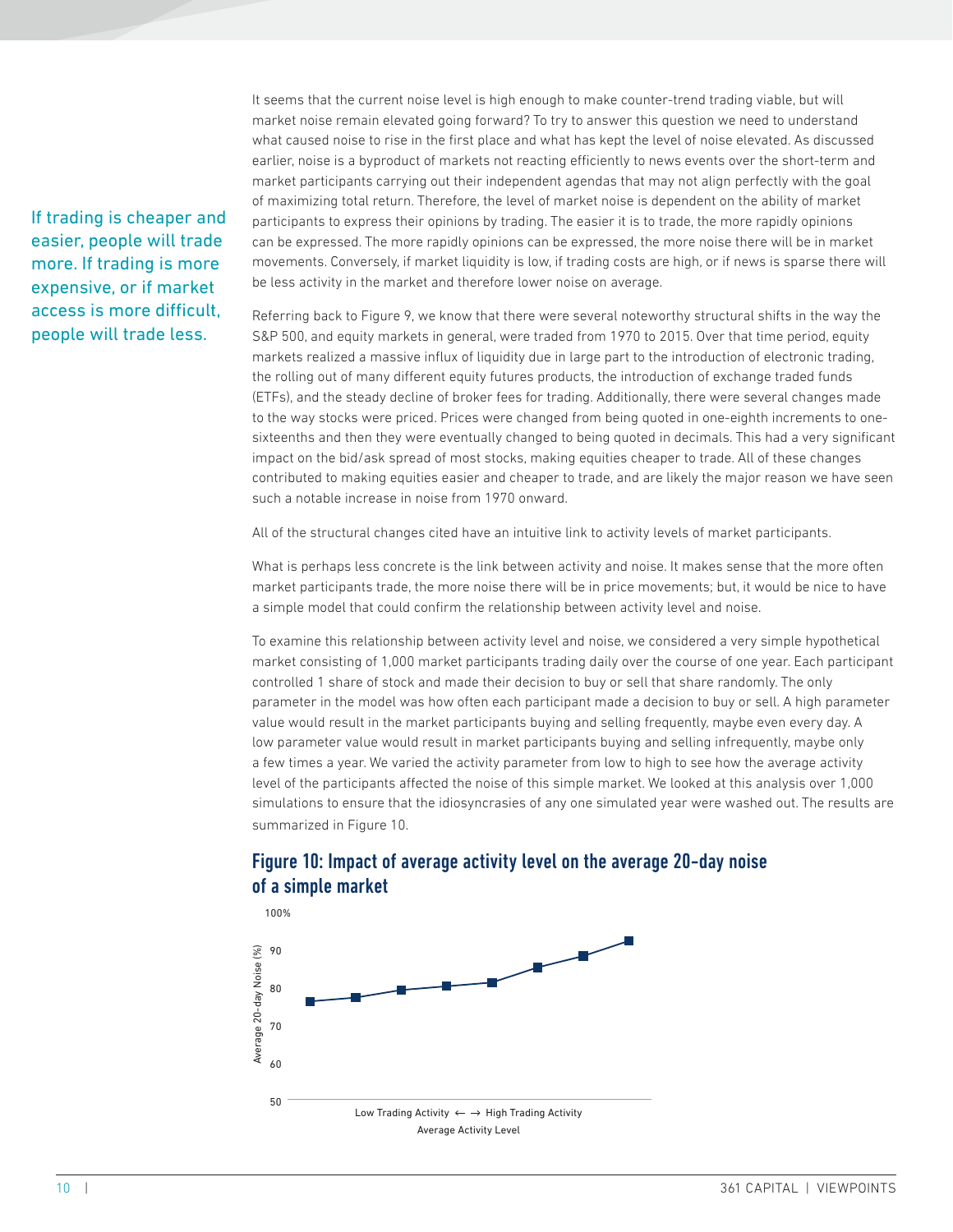If trading is cheaper and easier, people will trade more. If trading is more expensive, or if market access is more difficult, people will trade less.

It seems that the current noise level is high enough to make counter-trend trading viable, but will market noise remain elevated going forward? To try to answer this question we need to understand what caused noise to rise in the first place and what has kept the level of noise elevated. As discussed earlier, noise is a byproduct of markets not reacting efficiently to news events over the short-term and market participants carrying out their independent agendas that may not align perfectly with the goal of maximizing total return. Therefore, the level of market noise is dependent on the ability of market participants to express their opinions by trading. The easier it is to trade, the more rapidly opinions can be expressed. The more rapidly opinions can be expressed, the more noise there will be in market movements. Conversely, if market liquidity is low, if trading costs are high, or if news is sparse there will be less activity in the market and therefore lower noise on average.

Referring back to Figure 9, we know that there were several noteworthy structural shifts in the way the S&P 500, and equity markets in general, were traded from 1970 to 2015. Over that time period, equity markets realized a massive influx of liquidity due in large part to the introduction of electronic trading, the rolling out of many different equity futures products, the introduction of exchange traded funds (ETFs), and the steady decline of broker fees for trading. Additionally, there were several changes made to the way stocks were priced. Prices were changed from being quoted in one-eighth increments to one-sixteenths and then they were eventually changed to being quoted in decimals. This had a very significant impact on the bid/ask spread of most stocks, making equities cheaper to trade. All of these changes contributed to making equities easier and cheaper to trade, and are likely the major reason we have seen such a notable increase in noise from 1970 onward.

All of the structural changes cited have an intuitive link to activity levels of market participants.

What is perhaps less concrete is the link between activity and noise. It makes sense that the more often market participants trade, the more noise there will be in price movements; but, it would be nice to have a simple model that could confirm the relationship between activity level and noise.

To examine this relationship between activity level and noise, we considered a very simple hypothetical market consisting of 1,000 market participants trading daily over the course of one year. Each participant controlled 1 share of stock and made their decision to buy or sell that share randomly. The only parameter in the model was how often each participant made a decision to buy or sell. A high parameter value would result in the market participants buying and selling frequently, maybe even every day. A low parameter value would result in market participants buying and selling infrequently, maybe only a few times a year. We varied the activity parameter from low to high to see how the average activity level of the participants affected the noise of this simple market. We looked at this analysis over 1,000 simulations to ensure that the idiosyncrasies of any one simulated year were washed out. The results are summarized in Figure 10.

## Figure 10: Impact of average activity level on the average 20-day noise of a simple market

100%
90
80
70
60
50

Average 20-day Noise (%)

Low Trading Activity ⟵ ⟶ High Trading Activity

Average Activity Level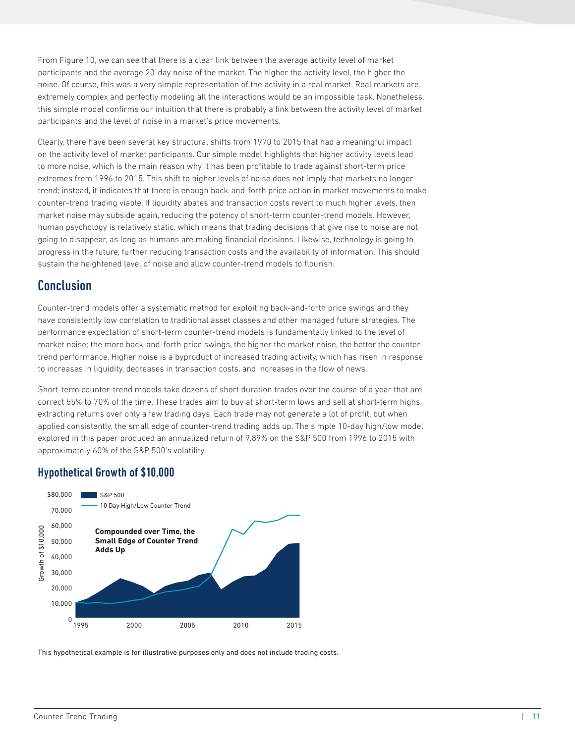From Figure 10, we can see that there is a clear link between the average activity level of market participants and the average 20-day noise of the market. The higher the activity level, the higher the noise. Of course, this was a very simple representation of the activity in a real market. Real markets are extremely complex and perfectly modeling all the interactions would be an impossible task. Nonetheless, this simple model confirms our intuition that there is probably a link between the activity level of market participants and the level of noise in a market's price movements.

Clearly, there have been several key structural shifts from 1970 to 2015 that had a meaningful impact on the activity level of market participants. Our simple model highlights that higher activity levels lead to more noise, which is the main reason why it has been profitable to trade against short-term price extremes from 1996 to 2015. This shift to higher levels of noise does not imply that markets no longer trend; instead, it indicates that there is enough back-and-forth price action in market movements to make counter-trend trading viable. If liquidity abates and transaction costs revert to much higher levels, then market noise may subside again, reducing the potency of short-term counter-trend models. However, human psychology is relatively static, which means that trading decisions that give rise to noise are not going to disappear, as long as humans are making financial decisions. Likewise, technology is going to progress in the future, further reducing transaction costs and the availability of information. This should sustain the heightened level of noise and allow counter-trend models to flourish.

## Conclusion

Counter-trend models offer a systematic method for exploiting back-and-forth price swings and they have consistently low correlation to traditional asset classes and other managed future strategies. The performance expectation of short-term counter-trend models is fundamentally linked to the level of market noise; the more back-and-forth price swings, the higher the market noise, the better the counter-trend performance. Higher noise is a byproduct of increased trading activity, which has risen in response to increases in liquidity, decreases in transaction costs, and increases in the flow of news.

Short-term counter-trend models take dozens of short duration trades over the course of a year that are correct 55% to 70% of the time. These trades aim to buy at short-term lows and sell at short-term highs, extracting returns over only a few trading days. Each trade may not generate a lot of profit, but when applied consistently, the small edge of counter-trend trading adds up. The simple 10-day high/low model explored in this paper produced an annualized return of 9.89% on the S&P 500 from 1996 to 2015 with approximately 60% of the S&P 500's volatility.

### Hypothetical Growth of $10,000

This hypothetical example is for illustrative purposes only and does not include trading costs.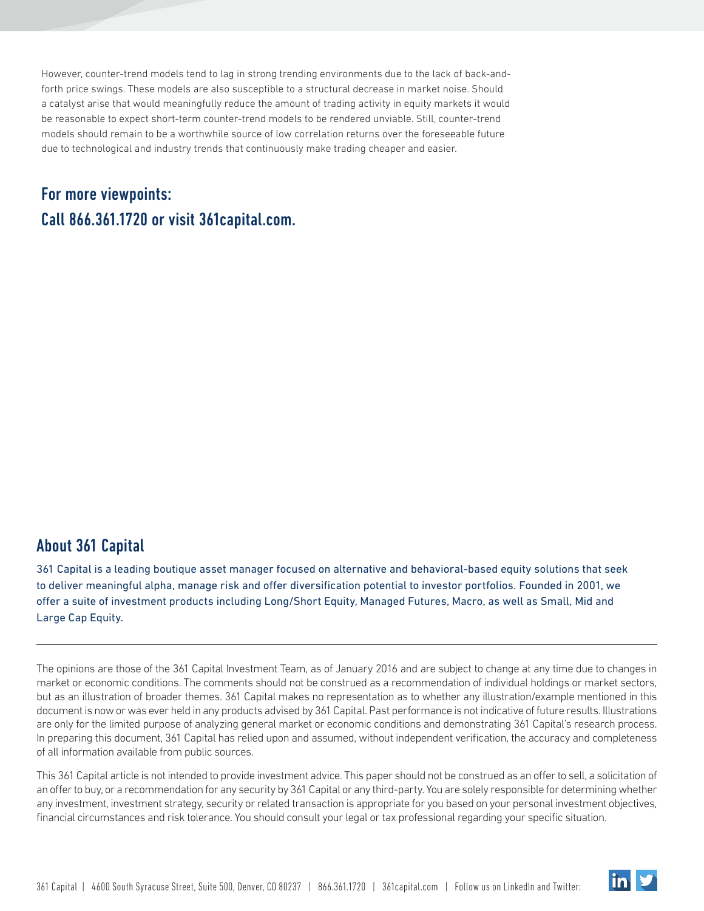However, counter-trend models tend to lag in strong trending environments due to the lack of back-and-forth price swings. These models are also susceptible to a structural decrease in market noise. Should a catalyst arise that would meaningfully reduce the amount of trading activity in equity markets it would be reasonable to expect short-term counter-trend models to be rendered unviable. Still, counter-trend models should remain to be a worthwhile source of low correlation returns over the foreseeable future due to technological and industry trends that continuously make trading cheaper and easier.

**For more viewpoints:**
**Call 866.361.1720 or visit 361capital.com.**

## About 361 Capital

361 Capital is a leading boutique asset manager focused on alternative and behavioral-based equity solutions that seek to deliver meaningful alpha, manage risk and offer diversification potential to investor portfolios. Founded in 2001, we offer a suite of investment products including Long/Short Equity, Managed Futures, Macro, as well as Small, Mid and Large Cap Equity.

---

The opinions are those of the 361 Capital Investment Team, as of January 2016 and are subject to change at any time due to changes in market or economic conditions. The comments should not be construed as a recommendation of individual holdings or market sectors, but as an illustration of broader themes. 361 Capital makes no representation as to whether any illustration/example mentioned in this document is now or was ever held in any products advised by 361 Capital. Past performance is not indicative of future results. Illustrations are only for the limited purpose of analyzing general market or economic conditions and demonstrating 361 Capital's research process. In preparing this document, 361 Capital has relied upon and assumed, without independent verification, the accuracy and completeness of all information available from public sources.

This 361 Capital article is not intended to provide investment advice. This paper should not be construed as an offer to sell, a solicitation of an offer to buy, or a recommendation for any security by 361 Capital or any third-party. You are solely responsible for determining whether any investment, investment strategy, security or related transaction is appropriate for you based on your personal investment objectives, financial circumstances and risk tolerance. You should consult your legal or tax professional regarding your specific situation.

361 Capital | 4600 South Syracuse Street, Suite 500, Denver, CO 80237 | 866.361.1720 | 361capital.com | Follow us on LinkedIn and Twitter: